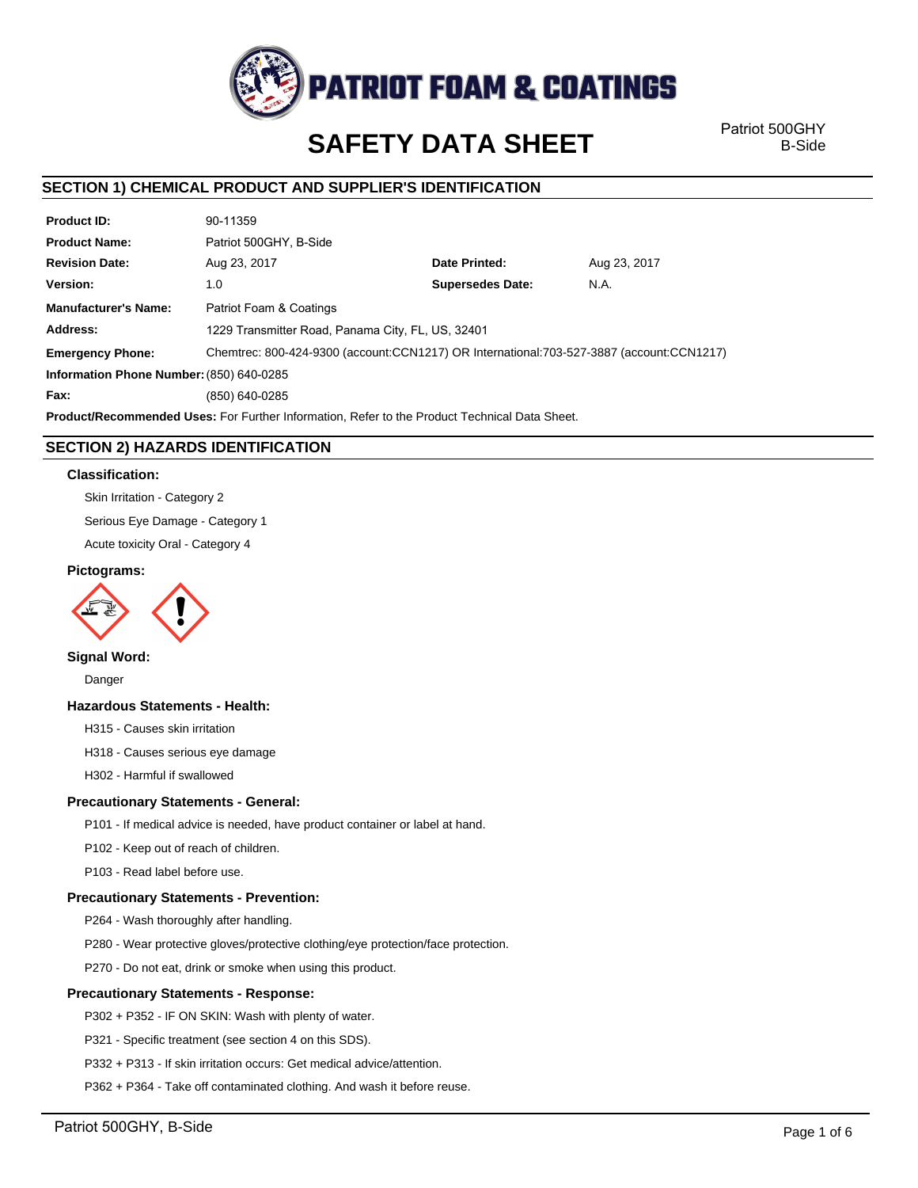# SAFETY DATA SHEET

Patriot 500GHY
B-Side

## SECTION 1) CHEMICAL PRODUCT AND SUPPLIER'S IDENTIFICATION

| | | | |
|---|---|---|---|
| **Product ID:** | 90-11359 | | |
| **Product Name:** | Patriot 500GHY, B-Side | | |
| **Revision Date:** | Aug 23, 2017 | **Date Printed:** | Aug 23, 2017 |
| **Version:** | 1.0 | **Supersedes Date:** | N.A. |
| **Manufacturer's Name:** | Patriot Foam & Coatings | | |
| **Address:** | 1229 Transmitter Road, Panama City, FL, US, 32401 | | |
| **Emergency Phone:** | Chemtrec: 800-424-9300 (account:CCN1217) OR International:703-527-3887 (account:CCN1217) | | |
| **Information Phone Number:** | (850) 640-0285 | | |
| **Fax:** | (850) 640-0285 | | |

**Product/Recommended Uses:** For Further Information, Refer to the Product Technical Data Sheet.

## SECTION 2) HAZARDS IDENTIFICATION

### Classification:

Skin Irritation - Category 2

Serious Eye Damage - Category 1

Acute toxicity Oral - Category 4

### Pictograms:

### Signal Word:

Danger

### Hazardous Statements - Health:

H315 - Causes skin irritation

H318 - Causes serious eye damage

H302 - Harmful if swallowed

### Precautionary Statements - General:

P101 - If medical advice is needed, have product container or label at hand.

P102 - Keep out of reach of children.

P103 - Read label before use.

### Precautionary Statements - Prevention:

P264 - Wash thoroughly after handling.

P280 - Wear protective gloves/protective clothing/eye protection/face protection.

P270 - Do not eat, drink or smoke when using this product.

### Precautionary Statements - Response:

P302 + P352 - IF ON SKIN: Wash with plenty of water.

P321 - Specific treatment (see section 4 on this SDS).

P332 + P313 - If skin irritation occurs: Get medical advice/attention.

P362 + P364 - Take off contaminated clothing. And wash it before reuse.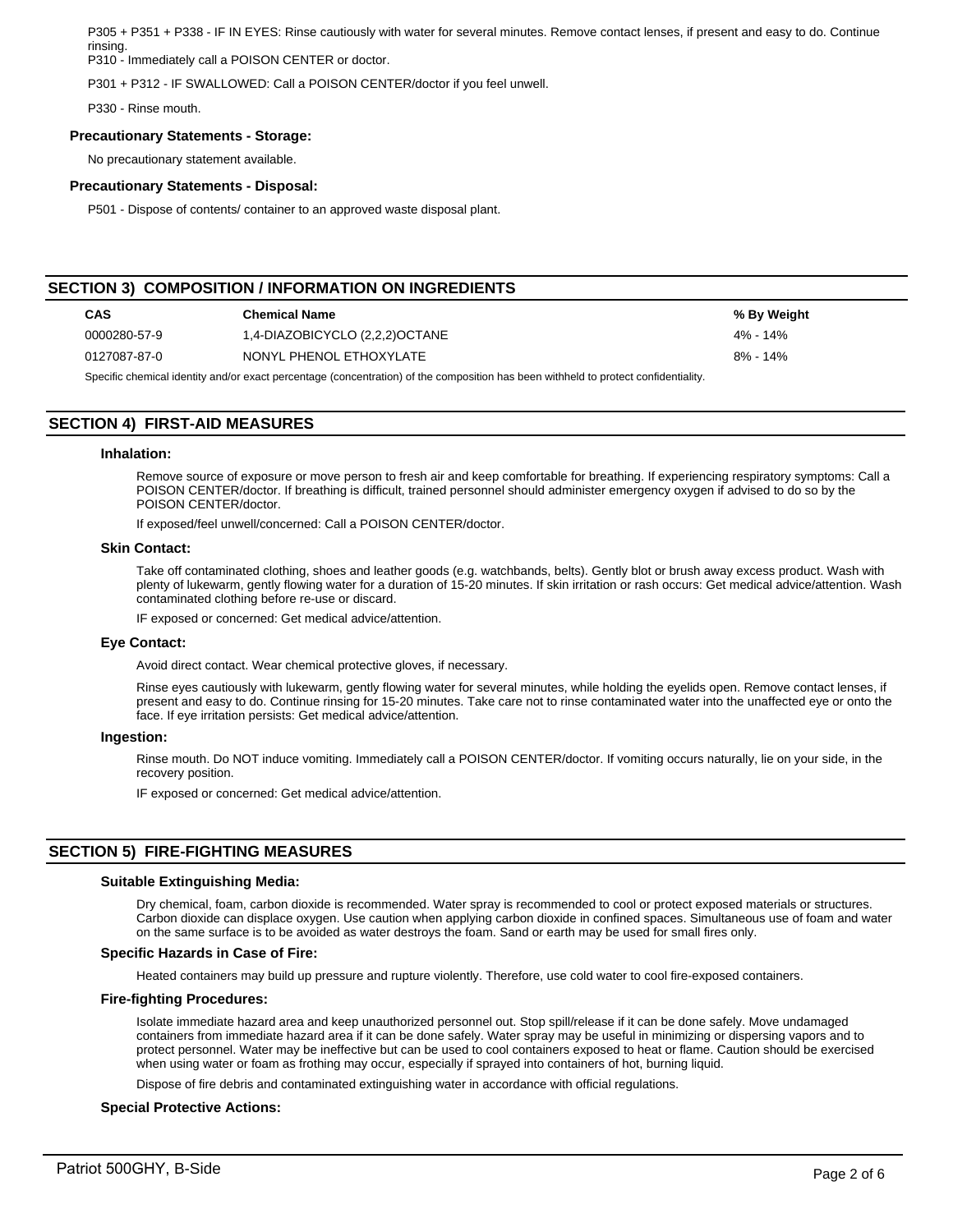P305 + P351 + P338 - IF IN EYES: Rinse cautiously with water for several minutes. Remove contact lenses, if present and easy to do. Continue rinsing.

P310 - Immediately call a POISON CENTER or doctor.

P301 + P312 - IF SWALLOWED: Call a POISON CENTER/doctor if you feel unwell.

P330 - Rinse mouth.

### Precautionary Statements - Storage:

No precautionary statement available.

### Precautionary Statements - Disposal:

P501 - Dispose of contents/ container to an approved waste disposal plant.

## SECTION 3) COMPOSITION / INFORMATION ON INGREDIENTS

| CAS | Chemical Name | % By Weight |
|---|---|---|
| 0000280-57-9 | 1,4-DIAZOBICYCLO (2,2,2)OCTANE | 4% - 14% |
| 0127087-87-0 | NONYL PHENOL ETHOXYLATE | 8% - 14% |

Specific chemical identity and/or exact percentage (concentration) of the composition has been withheld to protect confidentiality.

## SECTION 4) FIRST-AID MEASURES

### Inhalation:

Remove source of exposure or move person to fresh air and keep comfortable for breathing. If experiencing respiratory symptoms: Call a POISON CENTER/doctor. If breathing is difficult, trained personnel should administer emergency oxygen if advised to do so by the POISON CENTER/doctor.

If exposed/feel unwell/concerned: Call a POISON CENTER/doctor.

### Skin Contact:

Take off contaminated clothing, shoes and leather goods (e.g. watchbands, belts). Gently blot or brush away excess product. Wash with plenty of lukewarm, gently flowing water for a duration of 15-20 minutes. If skin irritation or rash occurs: Get medical advice/attention. Wash contaminated clothing before re-use or discard.

IF exposed or concerned: Get medical advice/attention.

### Eye Contact:

Avoid direct contact. Wear chemical protective gloves, if necessary.

Rinse eyes cautiously with lukewarm, gently flowing water for several minutes, while holding the eyelids open. Remove contact lenses, if present and easy to do. Continue rinsing for 15-20 minutes. Take care not to rinse contaminated water into the unaffected eye or onto the face. If eye irritation persists: Get medical advice/attention.

### Ingestion:

Rinse mouth. Do NOT induce vomiting. Immediately call a POISON CENTER/doctor. If vomiting occurs naturally, lie on your side, in the recovery position.

IF exposed or concerned: Get medical advice/attention.

## SECTION 5) FIRE-FIGHTING MEASURES

### Suitable Extinguishing Media:

Dry chemical, foam, carbon dioxide is recommended. Water spray is recommended to cool or protect exposed materials or structures. Carbon dioxide can displace oxygen. Use caution when applying carbon dioxide in confined spaces. Simultaneous use of foam and water on the same surface is to be avoided as water destroys the foam. Sand or earth may be used for small fires only.

### Specific Hazards in Case of Fire:

Heated containers may build up pressure and rupture violently. Therefore, use cold water to cool fire-exposed containers.

### Fire-fighting Procedures:

Isolate immediate hazard area and keep unauthorized personnel out. Stop spill/release if it can be done safely. Move undamaged containers from immediate hazard area if it can be done safely. Water spray may be useful in minimizing or dispersing vapors and to protect personnel. Water may be ineffective but can be used to cool containers exposed to heat or flame. Caution should be exercised when using water or foam as frothing may occur, especially if sprayed into containers of hot, burning liquid.

Dispose of fire debris and contaminated extinguishing water in accordance with official regulations.

### Special Protective Actions: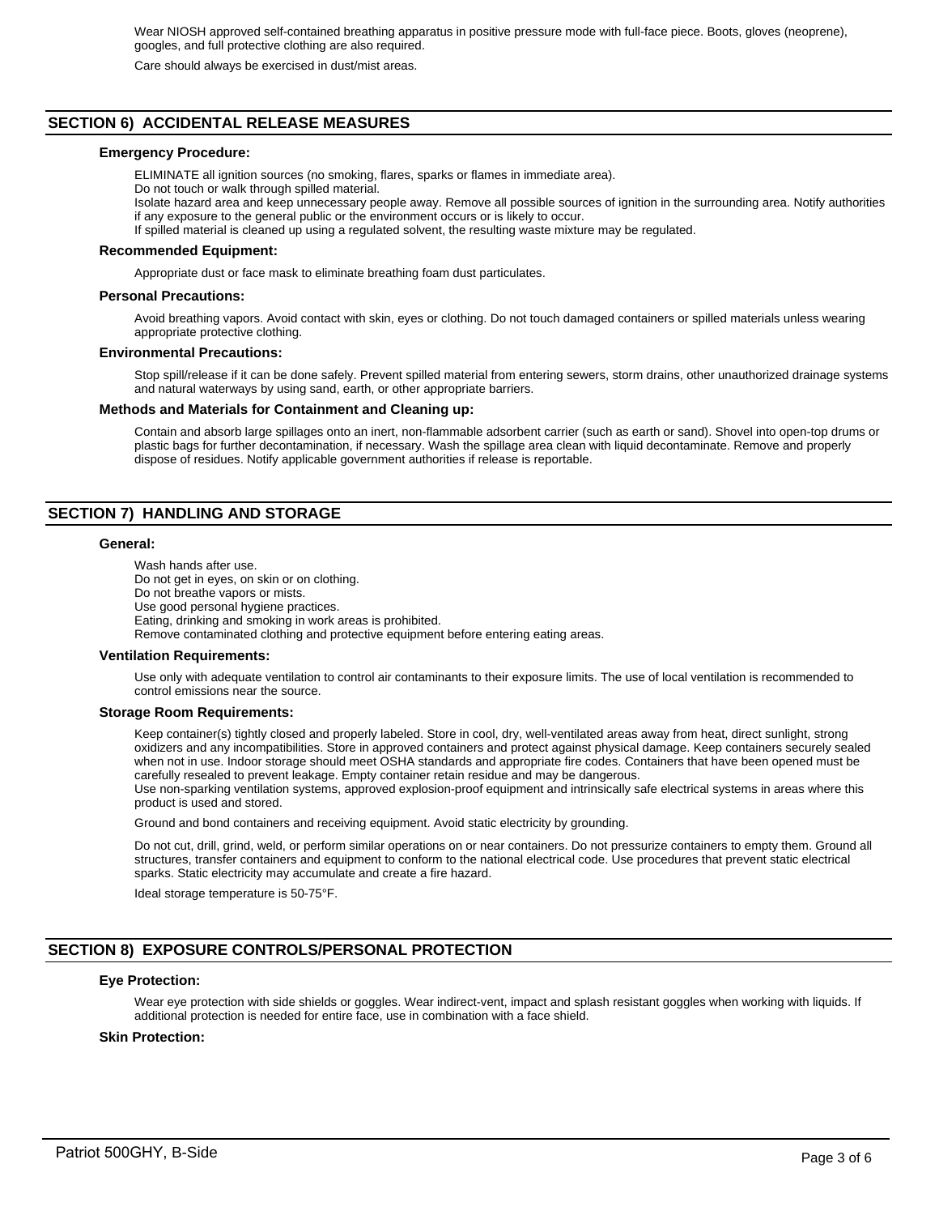Wear NIOSH approved self-contained breathing apparatus in positive pressure mode with full-face piece. Boots, gloves (neoprene), goggles, and full protective clothing are also required.

Care should always be exercised in dust/mist areas.

## SECTION 6) ACCIDENTAL RELEASE MEASURES

### Emergency Procedure:

ELIMINATE all ignition sources (no smoking, flares, sparks or flames in immediate area).
Do not touch or walk through spilled material.
Isolate hazard area and keep unnecessary people away. Remove all possible sources of ignition in the surrounding area. Notify authorities if any exposure to the general public or the environment occurs or is likely to occur.
If spilled material is cleaned up using a regulated solvent, the resulting waste mixture may be regulated.

### Recommended Equipment:

Appropriate dust or face mask to eliminate breathing foam dust particulates.

### Personal Precautions:

Avoid breathing vapors. Avoid contact with skin, eyes or clothing. Do not touch damaged containers or spilled materials unless wearing appropriate protective clothing.

### Environmental Precautions:

Stop spill/release if it can be done safely. Prevent spilled material from entering sewers, storm drains, other unauthorized drainage systems and natural waterways by using sand, earth, or other appropriate barriers.

### Methods and Materials for Containment and Cleaning up:

Contain and absorb large spillages onto an inert, non-flammable adsorbent carrier (such as earth or sand). Shovel into open-top drums or plastic bags for further decontamination, if necessary. Wash the spillage area clean with liquid decontaminate. Remove and properly dispose of residues. Notify applicable government authorities if release is reportable.

## SECTION 7) HANDLING AND STORAGE

### General:

Wash hands after use.
Do not get in eyes, on skin or on clothing.
Do not breathe vapors or mists.
Use good personal hygiene practices.
Eating, drinking and smoking in work areas is prohibited.
Remove contaminated clothing and protective equipment before entering eating areas.

### Ventilation Requirements:

Use only with adequate ventilation to control air contaminants to their exposure limits. The use of local ventilation is recommended to control emissions near the source.

### Storage Room Requirements:

Keep container(s) tightly closed and properly labeled. Store in cool, dry, well-ventilated areas away from heat, direct sunlight, strong oxidizers and any incompatibilities. Store in approved containers and protect against physical damage. Keep containers securely sealed when not in use. Indoor storage should meet OSHA standards and appropriate fire codes. Containers that have been opened must be carefully resealed to prevent leakage. Empty container retain residue and may be dangerous.
Use non-sparking ventilation systems, approved explosion-proof equipment and intrinsically safe electrical systems in areas where this product is used and stored.

Ground and bond containers and receiving equipment. Avoid static electricity by grounding.

Do not cut, drill, grind, weld, or perform similar operations on or near containers. Do not pressurize containers to empty them. Ground all structures, transfer containers and equipment to conform to the national electrical code. Use procedures that prevent static electrical sparks. Static electricity may accumulate and create a fire hazard.

Ideal storage temperature is 50-75°F.

## SECTION 8) EXPOSURE CONTROLS/PERSONAL PROTECTION

### Eye Protection:

Wear eye protection with side shields or goggles. Wear indirect-vent, impact and splash resistant goggles when working with liquids. If additional protection is needed for entire face, use in combination with a face shield.

### Skin Protection: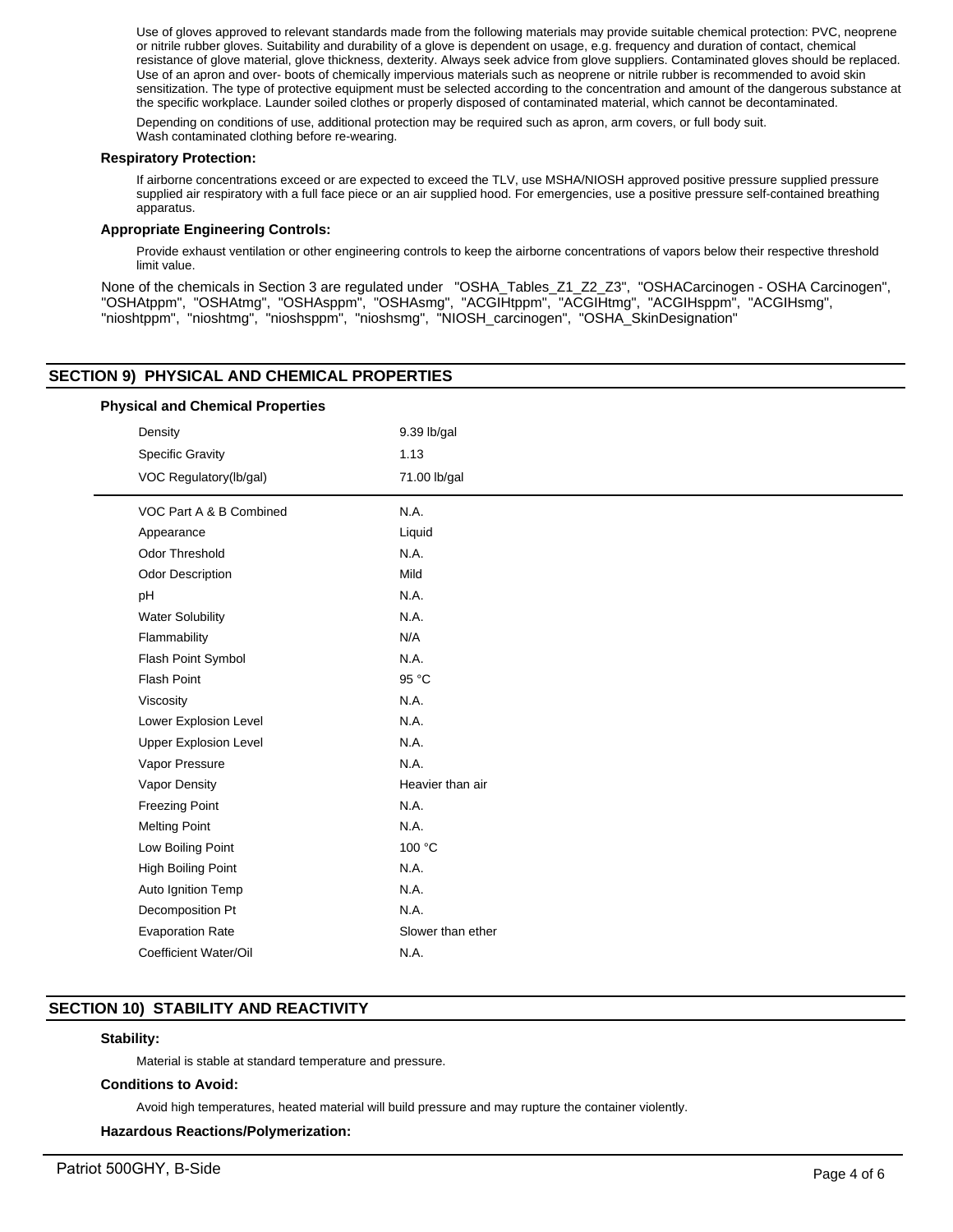Use of gloves approved to relevant standards made from the following materials may provide suitable chemical protection: PVC, neoprene or nitrile rubber gloves. Suitability and durability of a glove is dependent on usage, e.g. frequency and duration of contact, chemical resistance of glove material, glove thickness, dexterity. Always seek advice from glove suppliers. Contaminated gloves should be replaced. Use of an apron and over- boots of chemically impervious materials such as neoprene or nitrile rubber is recommended to avoid skin sensitization. The type of protective equipment must be selected according to the concentration and amount of the dangerous substance at the specific workplace. Launder soiled clothes or properly disposed of contaminated material, which cannot be decontaminated.

Depending on conditions of use, additional protection may be required such as apron, arm covers, or full body suit.
Wash contaminated clothing before re-wearing.

**Respiratory Protection:**

If airborne concentrations exceed or are expected to exceed the TLV, use MSHA/NIOSH approved positive pressure supplied pressure supplied air respiratory with a full face piece or an air supplied hood. For emergencies, use a positive pressure self-contained breathing apparatus.

**Appropriate Engineering Controls:**

Provide exhaust ventilation or other engineering controls to keep the airborne concentrations of vapors below their respective threshold limit value.

None of the chemicals in Section 3 are regulated under "OSHA_Tables_Z1_Z2_Z3", "OSHACarcinogen - OSHA Carcinogen", "OSHAtppm", "OSHAtmg", "OSHAsppm", "OSHAsmg", "ACGIHtppm", "ACGIHtmg", "ACGIHsppm", "ACGIHsmg", "nioshtppm", "nioshtmg", "nioshsppm", "nioshsmg", "NIOSH_carcinogen", "OSHA_SkinDesignation"

## SECTION 9) PHYSICAL AND CHEMICAL PROPERTIES

**Physical and Chemical Properties**

| Property | Value |
|---|---|
| Density | 9.39 lb/gal |
| Specific Gravity | 1.13 |
| VOC Regulatory(lb/gal) | 71.00 lb/gal |
| VOC Part A & B Combined | N.A. |
| Appearance | Liquid |
| Odor Threshold | N.A. |
| Odor Description | Mild |
| pH | N.A. |
| Water Solubility | N.A. |
| Flammability | N/A |
| Flash Point Symbol | N.A. |
| Flash Point | 95 °C |
| Viscosity | N.A. |
| Lower Explosion Level | N.A. |
| Upper Explosion Level | N.A. |
| Vapor Pressure | N.A. |
| Vapor Density | Heavier than air |
| Freezing Point | N.A. |
| Melting Point | N.A. |
| Low Boiling Point | 100 °C |
| High Boiling Point | N.A. |
| Auto Ignition Temp | N.A. |
| Decomposition Pt | N.A. |
| Evaporation Rate | Slower than ether |
| Coefficient Water/Oil | N.A. |

## SECTION 10) STABILITY AND REACTIVITY

**Stability:**

Material is stable at standard temperature and pressure.

**Conditions to Avoid:**

Avoid high temperatures, heated material will build pressure and may rupture the container violently.

**Hazardous Reactions/Polymerization:**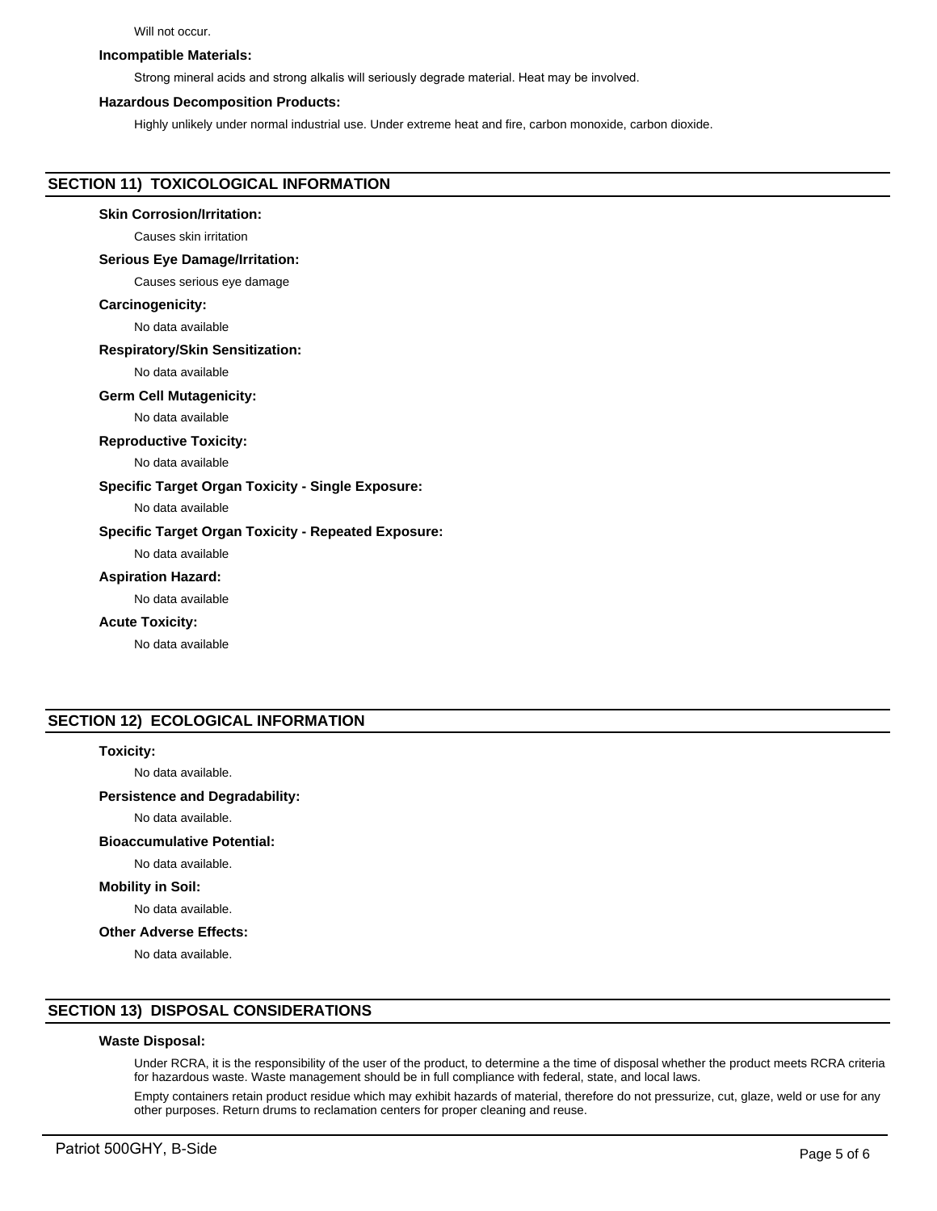Will not occur.

**Incompatible Materials:**

Strong mineral acids and strong alkalis will seriously degrade material. Heat may be involved.

**Hazardous Decomposition Products:**

Highly unlikely under normal industrial use. Under extreme heat and fire, carbon monoxide, carbon dioxide.

## SECTION 11) TOXICOLOGICAL INFORMATION

**Skin Corrosion/Irritation:**

Causes skin irritation

**Serious Eye Damage/Irritation:**

Causes serious eye damage

**Carcinogenicity:**

No data available

**Respiratory/Skin Sensitization:**

No data available

**Germ Cell Mutagenicity:**

No data available

**Reproductive Toxicity:**

No data available

**Specific Target Organ Toxicity - Single Exposure:**

No data available

**Specific Target Organ Toxicity - Repeated Exposure:**

No data available

**Aspiration Hazard:**

No data available

**Acute Toxicity:**

No data available

## SECTION 12) ECOLOGICAL INFORMATION

**Toxicity:**

No data available.

**Persistence and Degradability:**

No data available.

**Bioaccumulative Potential:**

No data available.

**Mobility in Soil:**

No data available.

**Other Adverse Effects:**

No data available.

## SECTION 13) DISPOSAL CONSIDERATIONS

**Waste Disposal:**

Under RCRA, it is the responsibility of the user of the product, to determine a the time of disposal whether the product meets RCRA criteria for hazardous waste. Waste management should be in full compliance with federal, state, and local laws.

Empty containers retain product residue which may exhibit hazards of material, therefore do not pressurize, cut, glaze, weld or use for any other purposes. Return drums to reclamation centers for proper cleaning and reuse.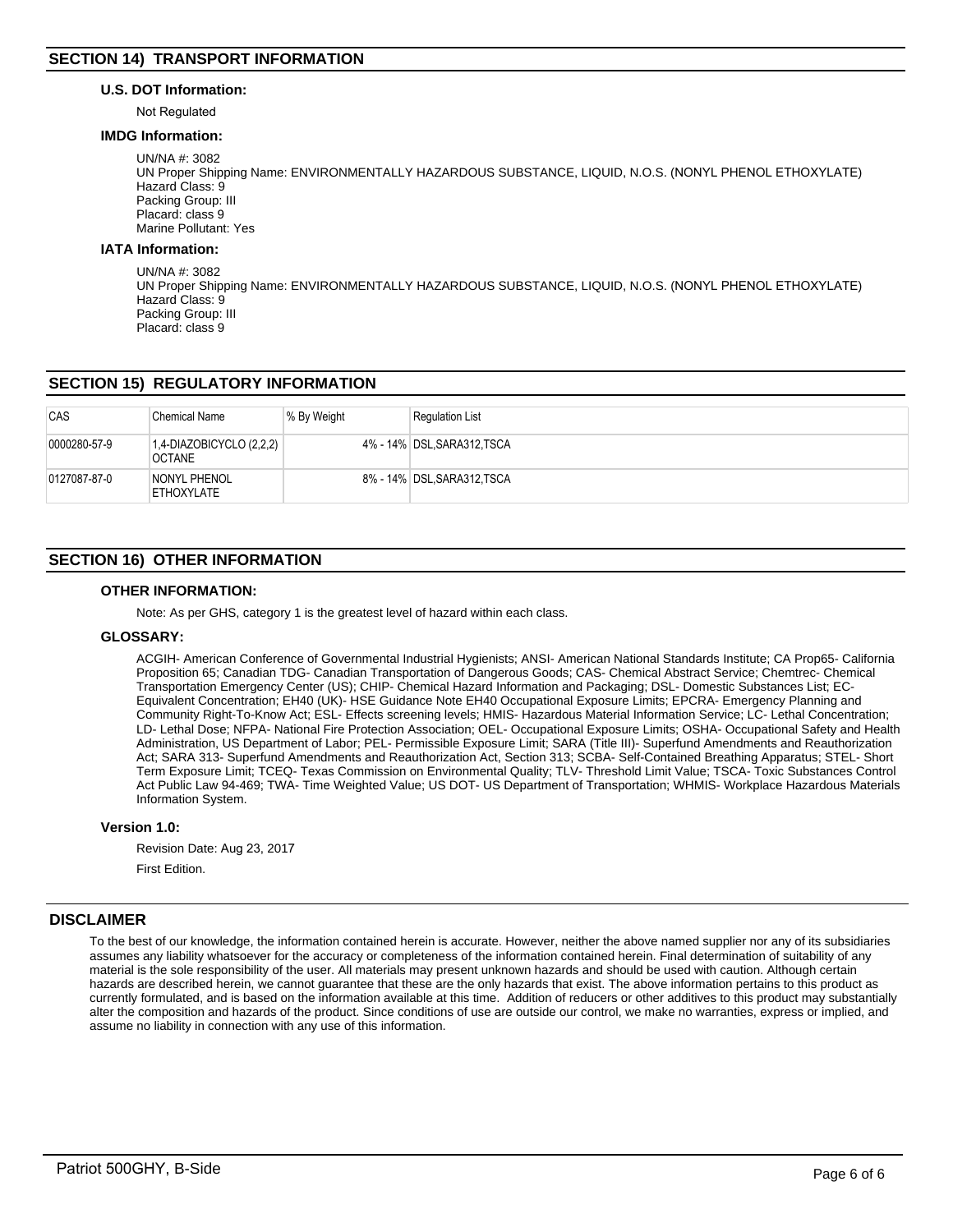## SECTION 14) TRANSPORT INFORMATION

### U.S. DOT Information:

Not Regulated

### IMDG Information:

UN/NA #: 3082
UN Proper Shipping Name: ENVIRONMENTALLY HAZARDOUS SUBSTANCE, LIQUID, N.O.S. (NONYL PHENOL ETHOXYLATE)
Hazard Class: 9
Packing Group: III
Placard: class 9
Marine Pollutant: Yes

### IATA Information:

UN/NA #: 3082
UN Proper Shipping Name: ENVIRONMENTALLY HAZARDOUS SUBSTANCE, LIQUID, N.O.S. (NONYL PHENOL ETHOXYLATE)
Hazard Class: 9
Packing Group: III
Placard: class 9

## SECTION 15) REGULATORY INFORMATION

| CAS | Chemical Name | % By Weight | Regulation List |
|---|---|---|---|
| 0000280-57-9 | 1,4-DIAZOBICYCLO (2,2,2) OCTANE | 4% - 14% | DSL,SARA312,TSCA |
| 0127087-87-0 | NONYL PHENOL ETHOXYLATE | 8% - 14% | DSL,SARA312,TSCA |

## SECTION 16) OTHER INFORMATION

### OTHER INFORMATION:

Note: As per GHS, category 1 is the greatest level of hazard within each class.

### GLOSSARY:

ACGIH- American Conference of Governmental Industrial Hygienists; ANSI- American National Standards Institute; CA Prop65- California Proposition 65; Canadian TDG- Canadian Transportation of Dangerous Goods; CAS- Chemical Abstract Service; Chemtrec- Chemical Transportation Emergency Center (US); CHIP- Chemical Hazard Information and Packaging; DSL- Domestic Substances List; EC- Equivalent Concentration; EH40 (UK)- HSE Guidance Note EH40 Occupational Exposure Limits; EPCRA- Emergency Planning and Community Right-To-Know Act; ESL- Effects screening levels; HMIS- Hazardous Material Information Service; LC- Lethal Concentration; LD- Lethal Dose; NFPA- National Fire Protection Association; OEL- Occupational Exposure Limits; OSHA- Occupational Safety and Health Administration, US Department of Labor; PEL- Permissible Exposure Limit; SARA (Title III)- Superfund Amendments and Reauthorization Act; SARA 313- Superfund Amendments and Reauthorization Act, Section 313; SCBA- Self-Contained Breathing Apparatus; STEL- Short Term Exposure Limit; TCEQ- Texas Commission on Environmental Quality; TLV- Threshold Limit Value; TSCA- Toxic Substances Control Act Public Law 94-469; TWA- Time Weighted Value; US DOT- US Department of Transportation; WHMIS- Workplace Hazardous Materials Information System.

### Version 1.0:

Revision Date: Aug 23, 2017

First Edition.

## DISCLAIMER

To the best of our knowledge, the information contained herein is accurate. However, neither the above named supplier nor any of its subsidiaries assumes any liability whatsoever for the accuracy or completeness of the information contained herein. Final determination of suitability of any material is the sole responsibility of the user. All materials may present unknown hazards and should be used with caution. Although certain hazards are described herein, we cannot guarantee that these are the only hazards that exist. The above information pertains to this product as currently formulated, and is based on the information available at this time. Addition of reducers or other additives to this product may substantially alter the composition and hazards of the product. Since conditions of use are outside our control, we make no warranties, express or implied, and assume no liability in connection with any use of this information.